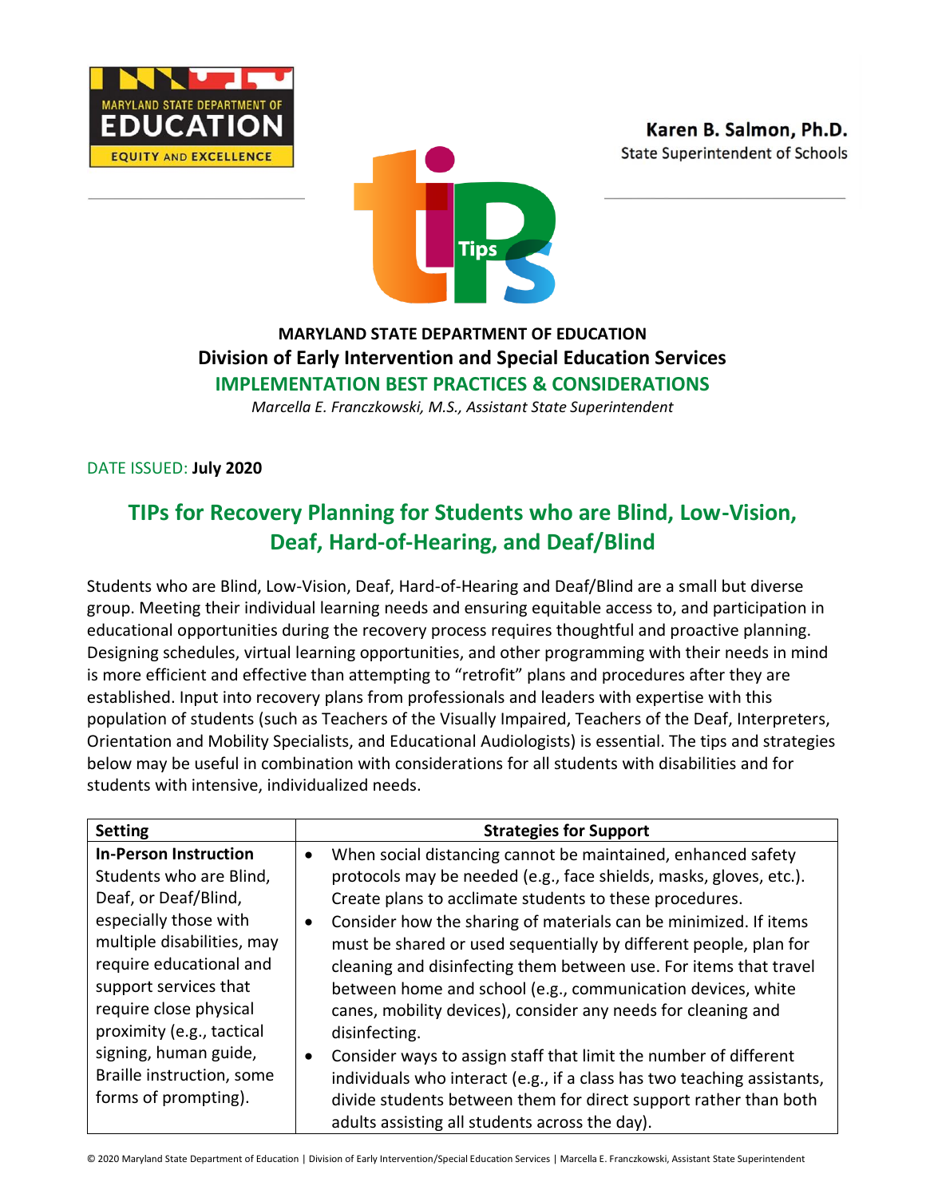MARYLAND STATE DEPARTMENT OF EDUCATION

EQUITY AND EXCELLENCE

**Karen B. Salmon, Ph.D.**
State Superintendent of Schools

**MARYLAND STATE DEPARTMENT OF EDUCATION**
**Division of Early Intervention and Special Education Services**
**IMPLEMENTATION BEST PRACTICES & CONSIDERATIONS**
*Marcella E. Franczkowski, M.S., Assistant State Superintendent*

DATE ISSUED: **July 2020**

# TIPs for Recovery Planning for Students who are Blind, Low-Vision, Deaf, Hard-of-Hearing, and Deaf/Blind

Students who are Blind, Low-Vision, Deaf, Hard-of-Hearing and Deaf/Blind are a small but diverse group. Meeting their individual learning needs and ensuring equitable access to, and participation in educational opportunities during the recovery process requires thoughtful and proactive planning. Designing schedules, virtual learning opportunities, and other programming with their needs in mind is more efficient and effective than attempting to "retrofit" plans and procedures after they are established. Input into recovery plans from professionals and leaders with expertise with this population of students (such as Teachers of the Visually Impaired, Teachers of the Deaf, Interpreters, Orientation and Mobility Specialists, and Educational Audiologists) is essential. The tips and strategies below may be useful in combination with considerations for all students with disabilities and for students with intensive, individualized needs.

| Setting | Strategies for Support |
|---|---|
| **In-Person Instruction**<br>Students who are Blind, Deaf, or Deaf/Blind, especially those with multiple disabilities, may require educational and support services that require close physical proximity (e.g., tactical signing, human guide, Braille instruction, some forms of prompting). | • When social distancing cannot be maintained, enhanced safety protocols may be needed (e.g., face shields, masks, gloves, etc.). Create plans to acclimate students to these procedures.<br>• Consider how the sharing of materials can be minimized. If items must be shared or used sequentially by different people, plan for cleaning and disinfecting them between use. For items that travel between home and school (e.g., communication devices, white canes, mobility devices), consider any needs for cleaning and disinfecting.<br>• Consider ways to assign staff that limit the number of different individuals who interact (e.g., if a class has two teaching assistants, divide students between them for direct support rather than both adults assisting all students across the day). |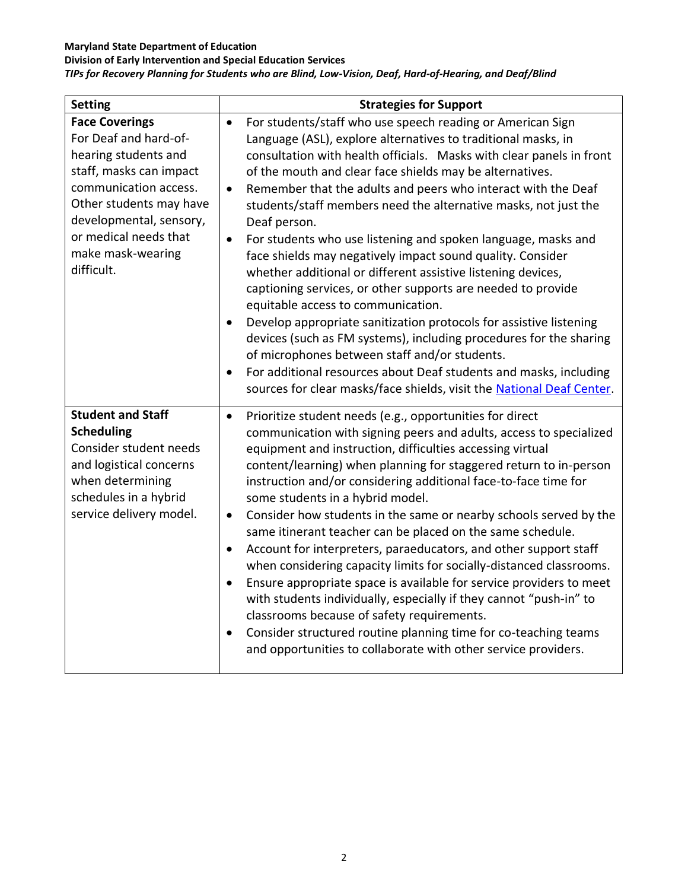| Setting | Strategies for Support |
|---|---|
| **Face Coverings**<br>For Deaf and hard-of-hearing students and staff, masks can impact communication access. Other students may have developmental, sensory, or medical needs that make mask-wearing difficult. | • For students/staff who use speech reading or American Sign Language (ASL), explore alternatives to traditional masks, in consultation with health officials. Masks with clear panels in front of the mouth and clear face shields may be alternatives.<br>• Remember that the adults and peers who interact with the Deaf students/staff members need the alternative masks, not just the Deaf person.<br>• For students who use listening and spoken language, masks and face shields may negatively impact sound quality. Consider whether additional or different assistive listening devices, captioning services, or other supports are needed to provide equitable access to communication.<br>• Develop appropriate sanitization protocols for assistive listening devices (such as FM systems), including procedures for the sharing of microphones between staff and/or students.<br>• For additional resources about Deaf students and masks, including sources for clear masks/face shields, visit the National Deaf Center. |
| **Student and Staff Scheduling**<br>Consider student needs and logistical concerns when determining schedules in a hybrid service delivery model. | • Prioritize student needs (e.g., opportunities for direct communication with signing peers and adults, access to specialized equipment and instruction, difficulties accessing virtual content/learning) when planning for staggered return to in-person instruction and/or considering additional face-to-face time for some students in a hybrid model.<br>• Consider how students in the same or nearby schools served by the same itinerant teacher can be placed on the same schedule.<br>• Account for interpreters, paraeducators, and other support staff when considering capacity limits for socially-distanced classrooms.<br>• Ensure appropriate space is available for service providers to meet with students individually, especially if they cannot "push-in" to classrooms because of safety requirements.<br>• Consider structured routine planning time for co-teaching teams and opportunities to collaborate with other service providers. |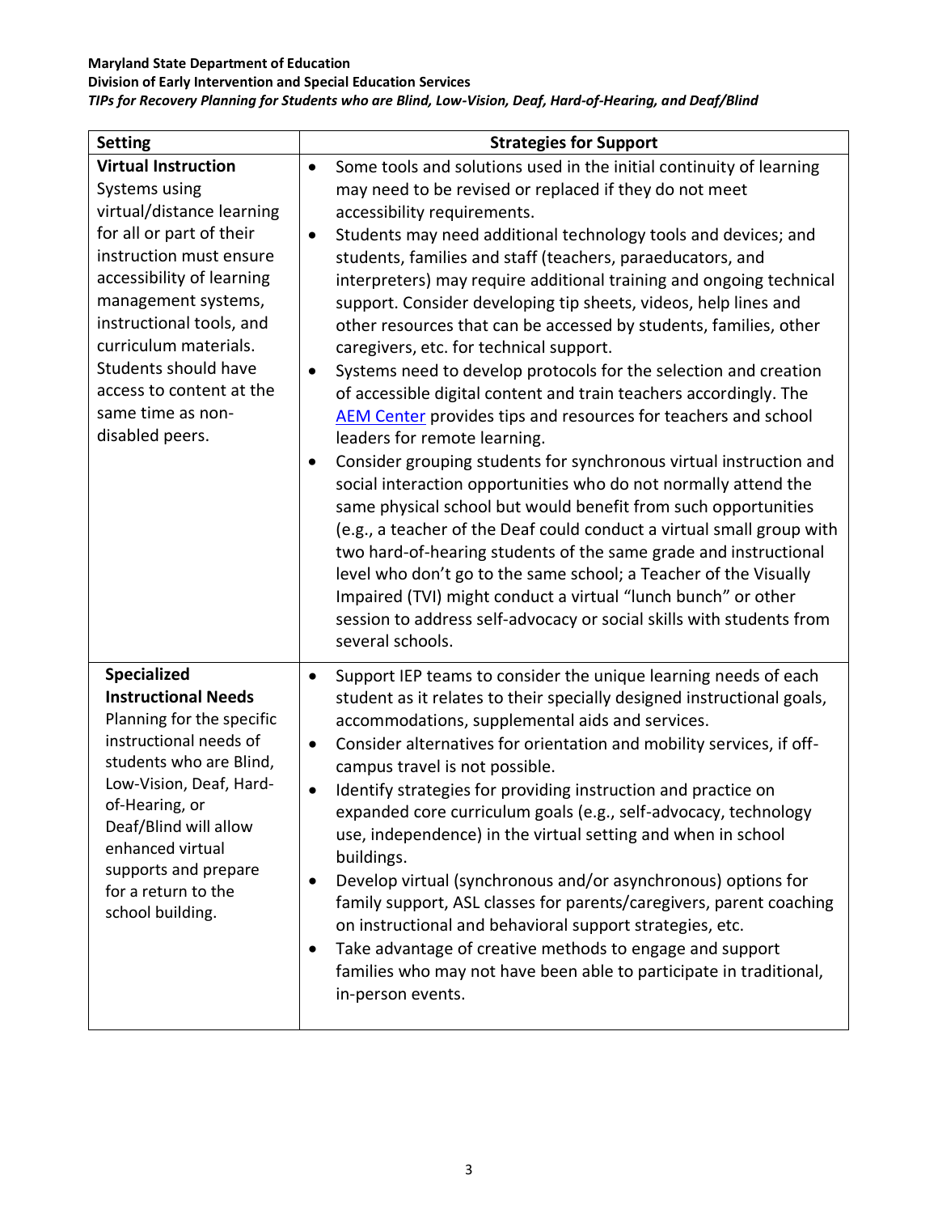| Setting | Strategies for Support |
|---|---|
| **Virtual Instruction** Systems using virtual/distance learning for all or part of their instruction must ensure accessibility of learning management systems, instructional tools, and curriculum materials. Students should have access to content at the same time as non-disabled peers. | • Some tools and solutions used in the initial continuity of learning may need to be revised or replaced if they do not meet accessibility requirements. <br> • Students may need additional technology tools and devices; and students, families and staff (teachers, paraeducators, and interpreters) may require additional training and ongoing technical support. Consider developing tip sheets, videos, help lines and other resources that can be accessed by students, families, other caregivers, etc. for technical support. <br> • Systems need to develop protocols for the selection and creation of accessible digital content and train teachers accordingly. The AEM Center provides tips and resources for teachers and school leaders for remote learning. <br> • Consider grouping students for synchronous virtual instruction and social interaction opportunities who do not normally attend the same physical school but would benefit from such opportunities (e.g., a teacher of the Deaf could conduct a virtual small group with two hard-of-hearing students of the same grade and instructional level who don't go to the same school; a Teacher of the Visually Impaired (TVI) might conduct a virtual "lunch bunch" or other session to address self-advocacy or social skills with students from several schools. |
| **Specialized Instructional Needs** Planning for the specific instructional needs of students who are Blind, Low-Vision, Deaf, Hard-of-Hearing, or Deaf/Blind will allow enhanced virtual supports and prepare for a return to the school building. | • Support IEP teams to consider the unique learning needs of each student as it relates to their specially designed instructional goals, accommodations, supplemental aids and services. <br> • Consider alternatives for orientation and mobility services, if off-campus travel is not possible. <br> • Identify strategies for providing instruction and practice on expanded core curriculum goals (e.g., self-advocacy, technology use, independence) in the virtual setting and when in school buildings. <br> • Develop virtual (synchronous and/or asynchronous) options for family support, ASL classes for parents/caregivers, parent coaching on instructional and behavioral support strategies, etc. <br> • Take advantage of creative methods to engage and support families who may not have been able to participate in traditional, in-person events. |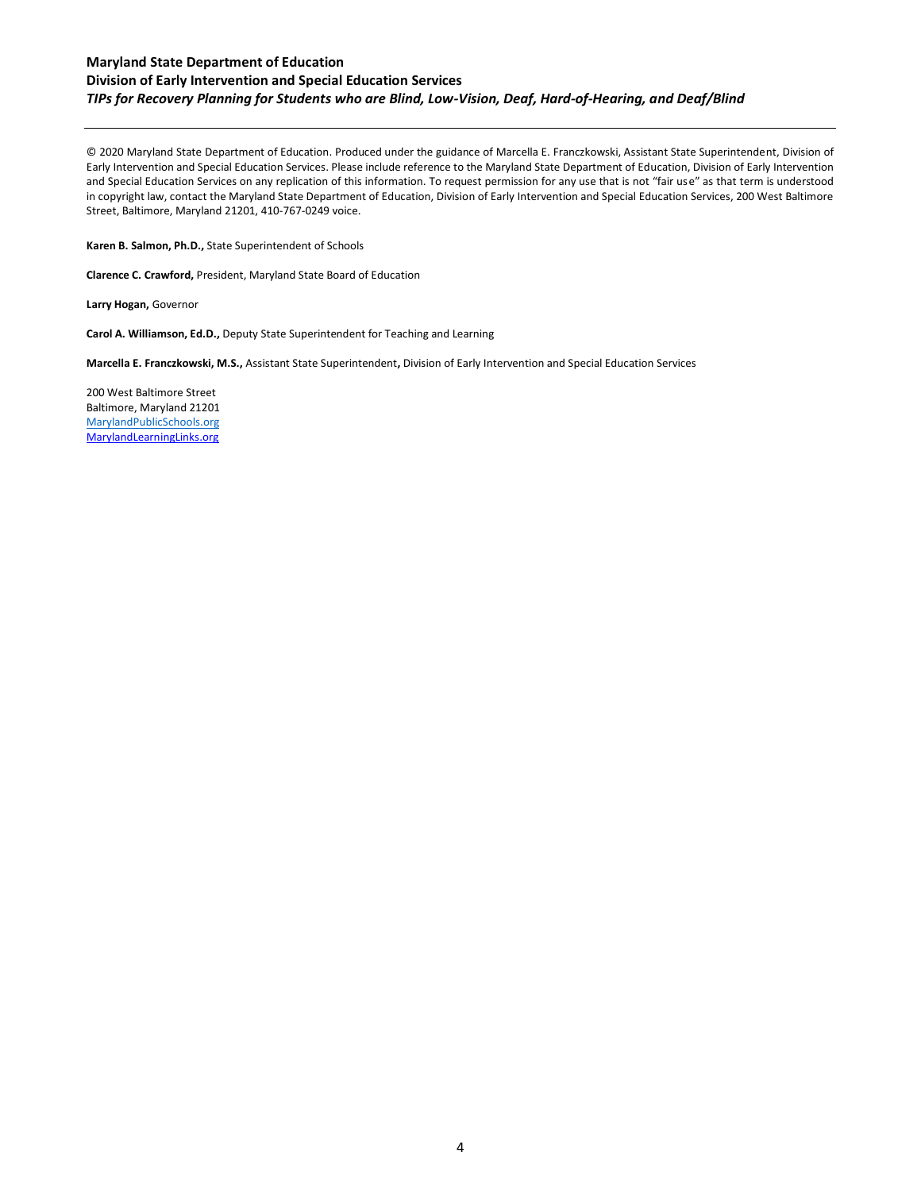© 2020 Maryland State Department of Education. Produced under the guidance of Marcella E. Franczkowski, Assistant State Superintendent, Division of Early Intervention and Special Education Services. Please include reference to the Maryland State Department of Education, Division of Early Intervention and Special Education Services on any replication of this information. To request permission for any use that is not "fair use" as that term is understood in copyright law, contact the Maryland State Department of Education, Division of Early Intervention and Special Education Services, 200 West Baltimore Street, Baltimore, Maryland 21201, 410-767-0249 voice.

**Karen B. Salmon, Ph.D.,** State Superintendent of Schools

**Clarence C. Crawford,** President, Maryland State Board of Education

**Larry Hogan,** Governor

**Carol A. Williamson, Ed.D.,** Deputy State Superintendent for Teaching and Learning

**Marcella E. Franczkowski, M.S.,** Assistant State Superintendent**,** Division of Early Intervention and Special Education Services

200 West Baltimore Street
Baltimore, Maryland 21201
MarylandPublicSchools.org
MarylandLearningLinks.org